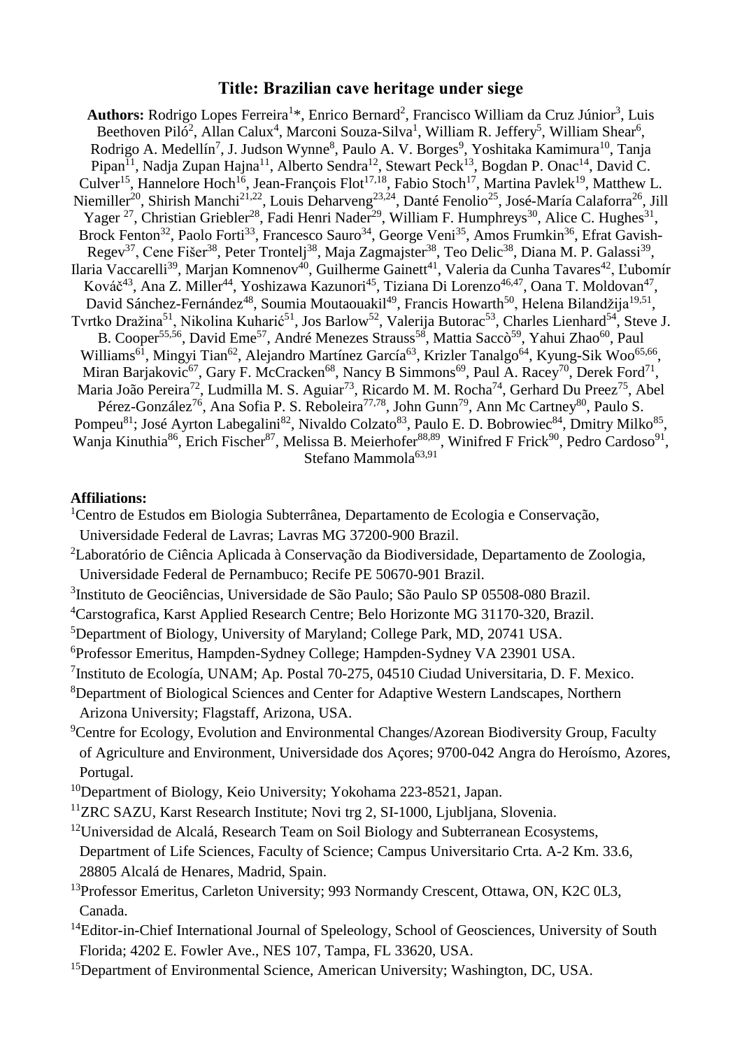# Title: Brazilian cave heritage under siege

**Authors:** Rodrigo Lopes Ferreira[1]*, Enrico Bernard[2], Francisco William da Cruz Júnior[3], Luis Beethoven Piló[2], Allan Calux[4], Marconi Souza-Silva[1], William R. Jeffery[5], William Shear[6], Rodrigo A. Medellín[7], J. Judson Wynne[8], Paulo A. V. Borges[9], Yoshitaka Kamimura[10], Tanja Pipan[11], Nadja Zupan Hajna[11], Alberto Sendra[12], Stewart Peck[13], Bogdan P. Onac[14], David C. Culver[15], Hannelore Hoch[16], Jean-François Flot[17,18], Fabio Stoch[17], Martina Pavlek[19], Matthew L. Niemiller[20], Shirish Manchi[21,22], Louis Deharveng[23,24], Danté Fenolio[25], José-María Calaforra[26], Jill Yager [27], Christian Griebler[28], Fadi Henri Nader[29], William F. Humphreys[30], Alice C. Hughes[31], Brock Fenton[32], Paolo Forti[33], Francesco Sauro[34], George Veni[35], Amos Frumkin[36], Efrat Gavish-Regev[37], Cene Fišer[38], Peter Trontelj[38], Maja Zagmajster[38], Teo Delic[38], Diana M. P. Galassi[39], Ilaria Vaccarelli[39], Marjan Komnenov[40], Guilherme Gainett[41], Valeria da Cunha Tavares[42], Ľubomír Kováč[43], Ana Z. Miller[44], Yoshizawa Kazunori[45], Tiziana Di Lorenzo[46,47], Oana T. Moldovan[47], David Sánchez-Fernández[48], Soumia Moutaouakil[49], Francis Howarth[50], Helena Bilandžija[19,51], Tvrtko Dražina[51], Nikolina Kuharić[51], Jos Barlow[52], Valerija Butorac[53], Charles Lienhard[54], Steve J. B. Cooper[55,56], David Eme[57], André Menezes Strauss[58], Mattia Saccò[59], Yahui Zhao[60], Paul Williams[61], Mingyi Tian[62], Alejandro Martínez García[63], Krizler Tanalgo[64], Kyung-Sik Woo[65,66], Miran Barjakovic[67], Gary F. McCracken[68], Nancy B Simmons[69], Paul A. Racey[70], Derek Ford[71], Maria João Pereira[72], Ludmilla M. S. Aguiar[73], Ricardo M. M. Rocha[74], Gerhard Du Preez[75], Abel Pérez-González[76], Ana Sofia P. S. Reboleira[77,78], John Gunn[79], Ann Mc Cartney[80], Paulo S. Pompeu[81]; José Ayrton Labegalini[82], Nivaldo Colzato[83], Paulo E. D. Bobrowiec[84], Dmitry Milko[85], Wanja Kinuthia[86], Erich Fischer[87], Melissa B. Meierhofer[88,89], Winifred F Frick[90], Pedro Cardoso[91], Stefano Mammola[63,91]

**Affiliations:**

[1]Centro de Estudos em Biologia Subterrânea, Departamento de Ecologia e Conservação, Universidade Federal de Lavras; Lavras MG 37200-900 Brazil.

[2]Laboratório de Ciência Aplicada à Conservação da Biodiversidade, Departamento de Zoologia, Universidade Federal de Pernambuco; Recife PE 50670-901 Brazil.

[3]Instituto de Geociências, Universidade de São Paulo; São Paulo SP 05508-080 Brazil.

[4]Carstografica, Karst Applied Research Centre; Belo Horizonte MG 31170-320, Brazil.

[5]Department of Biology, University of Maryland; College Park, MD, 20741 USA.

[6]Professor Emeritus, Hampden-Sydney College; Hampden-Sydney VA 23901 USA.

[7]Instituto de Ecología, UNAM; Ap. Postal 70-275, 04510 Ciudad Universitaria, D. F. Mexico.

[8]Department of Biological Sciences and Center for Adaptive Western Landscapes, Northern Arizona University; Flagstaff, Arizona, USA.

[9]Centre for Ecology, Evolution and Environmental Changes/Azorean Biodiversity Group, Faculty of Agriculture and Environment, Universidade dos Açores; 9700-042 Angra do Heroísmo, Azores, Portugal.

[10]Department of Biology, Keio University; Yokohama 223-8521, Japan.

[11]ZRC SAZU, Karst Research Institute; Novi trg 2, SI-1000, Ljubljana, Slovenia.

[12]Universidad de Alcalá, Research Team on Soil Biology and Subterranean Ecosystems, Department of Life Sciences, Faculty of Science; Campus Universitario Crta. A-2 Km. 33.6, 28805 Alcalá de Henares, Madrid, Spain.

[13]Professor Emeritus, Carleton University; 993 Normandy Crescent, Ottawa, ON, K2C 0L3, Canada.

[14]Editor-in-Chief International Journal of Speleology, School of Geosciences, University of South Florida; 4202 E. Fowler Ave., NES 107, Tampa, FL 33620, USA.

[15]Department of Environmental Science, American University; Washington, DC, USA.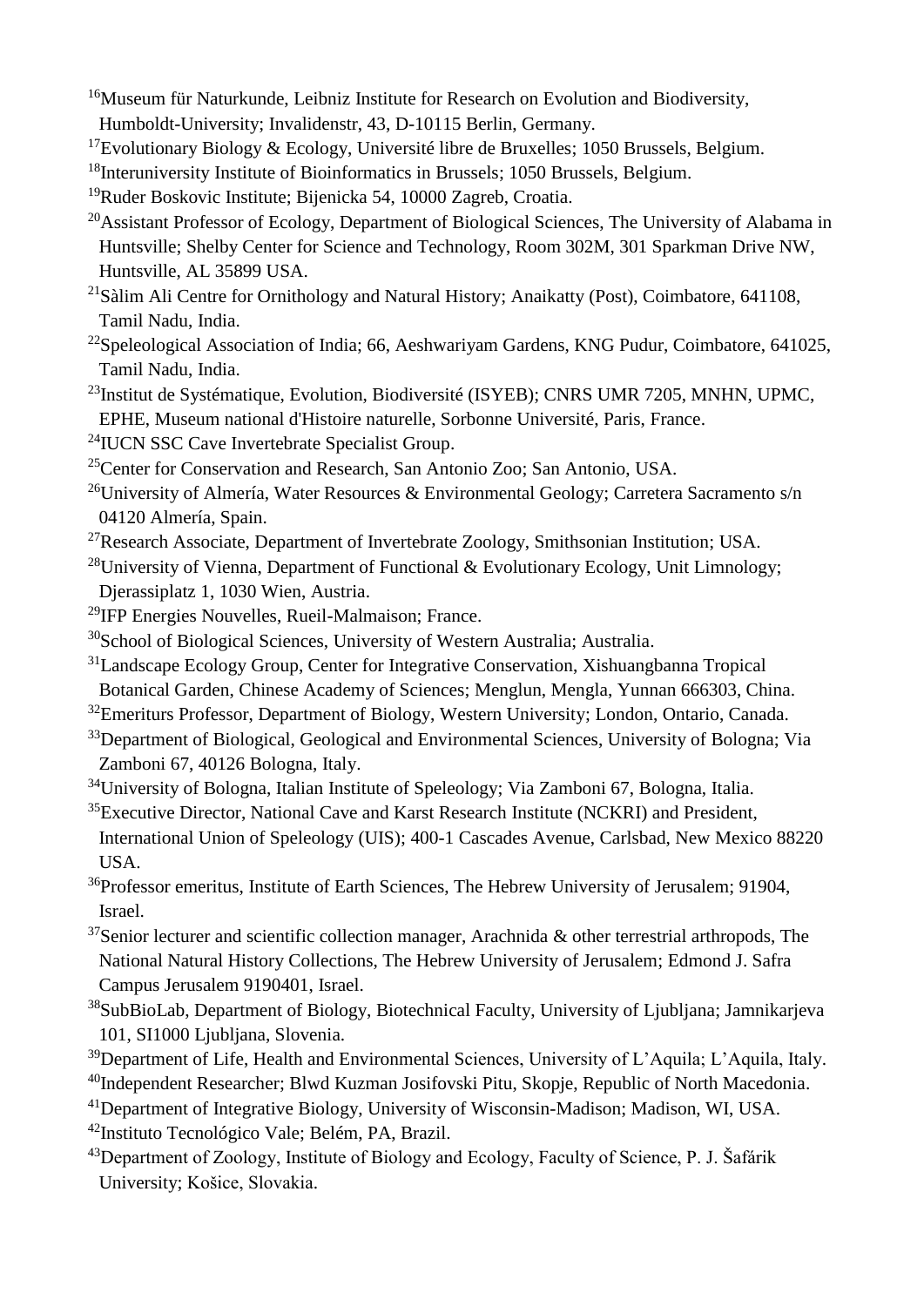[16]Museum für Naturkunde, Leibniz Institute for Research on Evolution and Biodiversity, Humboldt-University; Invalidenstr, 43, D-10115 Berlin, Germany.

[17]Evolutionary Biology & Ecology, Université libre de Bruxelles; 1050 Brussels, Belgium.

[18]Interuniversity Institute of Bioinformatics in Brussels; 1050 Brussels, Belgium.

[19]Ruder Boskovic Institute; Bijenicka 54, 10000 Zagreb, Croatia.

[20]Assistant Professor of Ecology, Department of Biological Sciences, The University of Alabama in Huntsville; Shelby Center for Science and Technology, Room 302M, 301 Sparkman Drive NW, Huntsville, AL 35899 USA.

[21]Sàlim Ali Centre for Ornithology and Natural History; Anaikatty (Post), Coimbatore, 641108, Tamil Nadu, India.

[22]Speleological Association of India; 66, Aeshwariyam Gardens, KNG Pudur, Coimbatore, 641025, Tamil Nadu, India.

[23]Institut de Systématique, Evolution, Biodiversité (ISYEB); CNRS UMR 7205, MNHN, UPMC, EPHE, Museum national d'Histoire naturelle, Sorbonne Université, Paris, France.

[24]IUCN SSC Cave Invertebrate Specialist Group.

[25]Center for Conservation and Research, San Antonio Zoo; San Antonio, USA.

[26]University of Almería, Water Resources & Environmental Geology; Carretera Sacramento s/n 04120 Almería, Spain.

[27]Research Associate, Department of Invertebrate Zoology, Smithsonian Institution; USA.

[28]University of Vienna, Department of Functional & Evolutionary Ecology, Unit Limnology; Djerassiplatz 1, 1030 Wien, Austria.

[29]IFP Energies Nouvelles, Rueil-Malmaison; France.

[30]School of Biological Sciences, University of Western Australia; Australia.

[31]Landscape Ecology Group, Center for Integrative Conservation, Xishuangbanna Tropical Botanical Garden, Chinese Academy of Sciences; Menglun, Mengla, Yunnan 666303, China.

[32]Emeriturs Professor, Department of Biology, Western University; London, Ontario, Canada.

[33]Department of Biological, Geological and Environmental Sciences, University of Bologna; Via Zamboni 67, 40126 Bologna, Italy.

[34]University of Bologna, Italian Institute of Speleology; Via Zamboni 67, Bologna, Italia.

[35]Executive Director, National Cave and Karst Research Institute (NCKRI) and President, International Union of Speleology (UIS); 400-1 Cascades Avenue, Carlsbad, New Mexico 88220 USA.

[36]Professor emeritus, Institute of Earth Sciences, The Hebrew University of Jerusalem; 91904, Israel.

[37]Senior lecturer and scientific collection manager, Arachnida & other terrestrial arthropods, The National Natural History Collections, The Hebrew University of Jerusalem; Edmond J. Safra Campus Jerusalem 9190401, Israel.

[38]SubBioLab, Department of Biology, Biotechnical Faculty, University of Ljubljana; Jamnikarjeva 101, SI1000 Ljubljana, Slovenia.

[39]Department of Life, Health and Environmental Sciences, University of L'Aquila; L'Aquila, Italy.

[40]Independent Researcher; Blwd Kuzman Josifovski Pitu, Skopje, Republic of North Macedonia.

[41]Department of Integrative Biology, University of Wisconsin-Madison; Madison, WI, USA.

[42]Instituto Tecnológico Vale; Belém, PA, Brazil.

[43]Department of Zoology, Institute of Biology and Ecology, Faculty of Science, P. J. Šafárik University; Košice, Slovakia.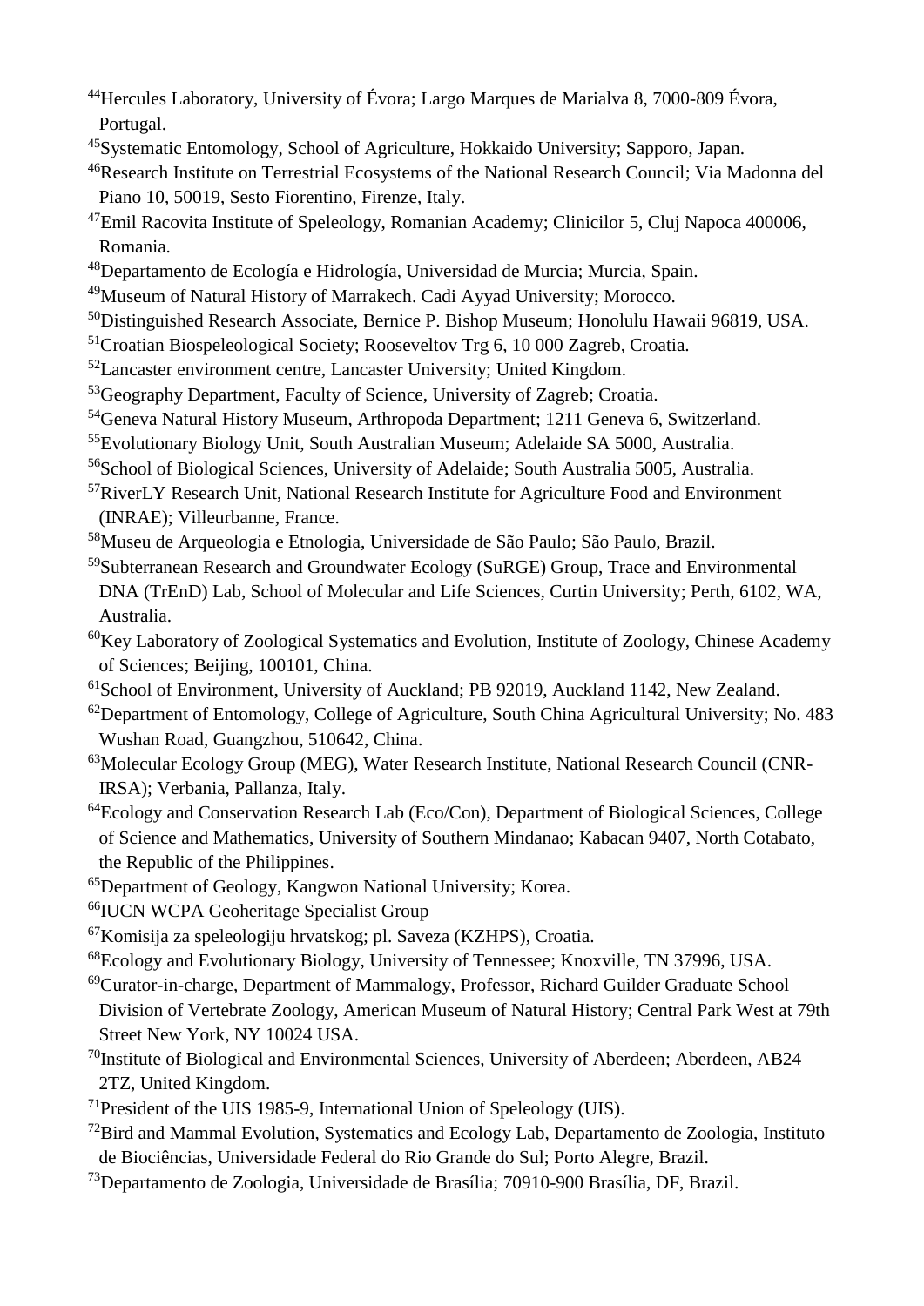[44]Hercules Laboratory, University of Évora; Largo Marques de Marialva 8, 7000-809 Évora, Portugal.

[45]Systematic Entomology, School of Agriculture, Hokkaido University; Sapporo, Japan.

[46]Research Institute on Terrestrial Ecosystems of the National Research Council; Via Madonna del Piano 10, 50019, Sesto Fiorentino, Firenze, Italy.

[47]Emil Racovita Institute of Speleology, Romanian Academy; Clinicilor 5, Cluj Napoca 400006, Romania.

[48]Departamento de Ecología e Hidrología, Universidad de Murcia; Murcia, Spain.

[49]Museum of Natural History of Marrakech. Cadi Ayyad University; Morocco.

[50]Distinguished Research Associate, Bernice P. Bishop Museum; Honolulu Hawaii 96819, USA.

[51]Croatian Biospeleological Society; Rooseveltov Trg 6, 10 000 Zagreb, Croatia.

[52]Lancaster environment centre, Lancaster University; United Kingdom.

[53]Geography Department, Faculty of Science, University of Zagreb; Croatia.

[54]Geneva Natural History Museum, Arthropoda Department; 1211 Geneva 6, Switzerland.

[55]Evolutionary Biology Unit, South Australian Museum; Adelaide SA 5000, Australia.

[56]School of Biological Sciences, University of Adelaide; South Australia 5005, Australia.

[57]RiverLY Research Unit, National Research Institute for Agriculture Food and Environment (INRAE); Villeurbanne, France.

[58]Museu de Arqueologia e Etnologia, Universidade de São Paulo; São Paulo, Brazil.

[59]Subterranean Research and Groundwater Ecology (SuRGE) Group, Trace and Environmental DNA (TrEnD) Lab, School of Molecular and Life Sciences, Curtin University; Perth, 6102, WA, Australia.

[60]Key Laboratory of Zoological Systematics and Evolution, Institute of Zoology, Chinese Academy of Sciences; Beijing, 100101, China.

[61]School of Environment, University of Auckland; PB 92019, Auckland 1142, New Zealand.

[62]Department of Entomology, College of Agriculture, South China Agricultural University; No. 483 Wushan Road, Guangzhou, 510642, China.

[63]Molecular Ecology Group (MEG), Water Research Institute, National Research Council (CNR-IRSA); Verbania, Pallanza, Italy.

[64]Ecology and Conservation Research Lab (Eco/Con), Department of Biological Sciences, College of Science and Mathematics, University of Southern Mindanao; Kabacan 9407, North Cotabato, the Republic of the Philippines.

[65]Department of Geology, Kangwon National University; Korea.

[66]IUCN WCPA Geoheritage Specialist Group

[67]Komisija za speleologiju hrvatskog; pl. Saveza (KZHPS), Croatia.

[68]Ecology and Evolutionary Biology, University of Tennessee; Knoxville, TN 37996, USA.

[69]Curator-in-charge, Department of Mammalogy, Professor, Richard Guilder Graduate School Division of Vertebrate Zoology, American Museum of Natural History; Central Park West at 79th Street New York, NY 10024 USA.

[70]Institute of Biological and Environmental Sciences, University of Aberdeen; Aberdeen, AB24 2TZ, United Kingdom.

[71]President of the UIS 1985-9, International Union of Speleology (UIS).

[72]Bird and Mammal Evolution, Systematics and Ecology Lab, Departamento de Zoologia, Instituto de Biociências, Universidade Federal do Rio Grande do Sul; Porto Alegre, Brazil.

[73]Departamento de Zoologia, Universidade de Brasília; 70910-900 Brasília, DF, Brazil.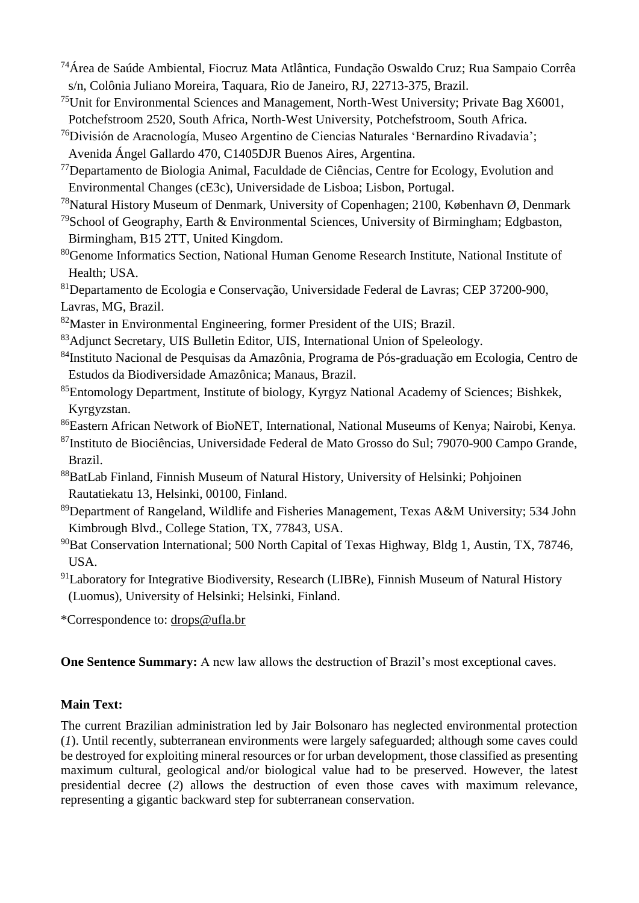[74]Área de Saúde Ambiental, Fiocruz Mata Atlântica, Fundação Oswaldo Cruz; Rua Sampaio Corrêa s/n, Colônia Juliano Moreira, Taquara, Rio de Janeiro, RJ, 22713-375, Brazil.

[75]Unit for Environmental Sciences and Management, North-West University; Private Bag X6001, Potchefstroom 2520, South Africa, North-West University, Potchefstroom, South Africa.

[76]División de Aracnología, Museo Argentino de Ciencias Naturales 'Bernardino Rivadavia'; Avenida Ángel Gallardo 470, C1405DJR Buenos Aires, Argentina.

[77]Departamento de Biologia Animal, Faculdade de Ciências, Centre for Ecology, Evolution and Environmental Changes (cE3c), Universidade de Lisboa; Lisbon, Portugal.

[78]Natural History Museum of Denmark, University of Copenhagen; 2100, København Ø, Denmark

[79]School of Geography, Earth & Environmental Sciences, University of Birmingham; Edgbaston, Birmingham, B15 2TT, United Kingdom.

[80]Genome Informatics Section, National Human Genome Research Institute, National Institute of Health; USA.

[81]Departamento de Ecologia e Conservação, Universidade Federal de Lavras; CEP 37200-900, Lavras, MG, Brazil.

[82]Master in Environmental Engineering, former President of the UIS; Brazil.

[83]Adjunct Secretary, UIS Bulletin Editor, UIS, International Union of Speleology.

[84]Instituto Nacional de Pesquisas da Amazônia, Programa de Pós-graduação em Ecologia, Centro de Estudos da Biodiversidade Amazônica; Manaus, Brazil.

[85]Entomology Department, Institute of biology, Kyrgyz National Academy of Sciences; Bishkek, Kyrgyzstan.

[86]Eastern African Network of BioNET, International, National Museums of Kenya; Nairobi, Kenya.

[87]Instituto de Biociências, Universidade Federal de Mato Grosso do Sul; 79070-900 Campo Grande, Brazil.

[88]BatLab Finland, Finnish Museum of Natural History, University of Helsinki; Pohjoinen Rautatiekatu 13, Helsinki, 00100, Finland.

[89]Department of Rangeland, Wildlife and Fisheries Management, Texas A&M University; 534 John Kimbrough Blvd., College Station, TX, 77843, USA.

[90]Bat Conservation International; 500 North Capital of Texas Highway, Bldg 1, Austin, TX, 78746, USA.

[91]Laboratory for Integrative Biodiversity, Research (LIBRe), Finnish Museum of Natural History (Luomus), University of Helsinki; Helsinki, Finland.

*Correspondence to: drops@ufla.br

**One Sentence Summary:** A new law allows the destruction of Brazil's most exceptional caves.

**Main Text:**

The current Brazilian administration led by Jair Bolsonaro has neglected environmental protection (*1*). Until recently, subterranean environments were largely safeguarded; although some caves could be destroyed for exploiting mineral resources or for urban development, those classified as presenting maximum cultural, geological and/or biological value had to be preserved. However, the latest presidential decree (*2*) allows the destruction of even those caves with maximum relevance, representing a gigantic backward step for subterranean conservation.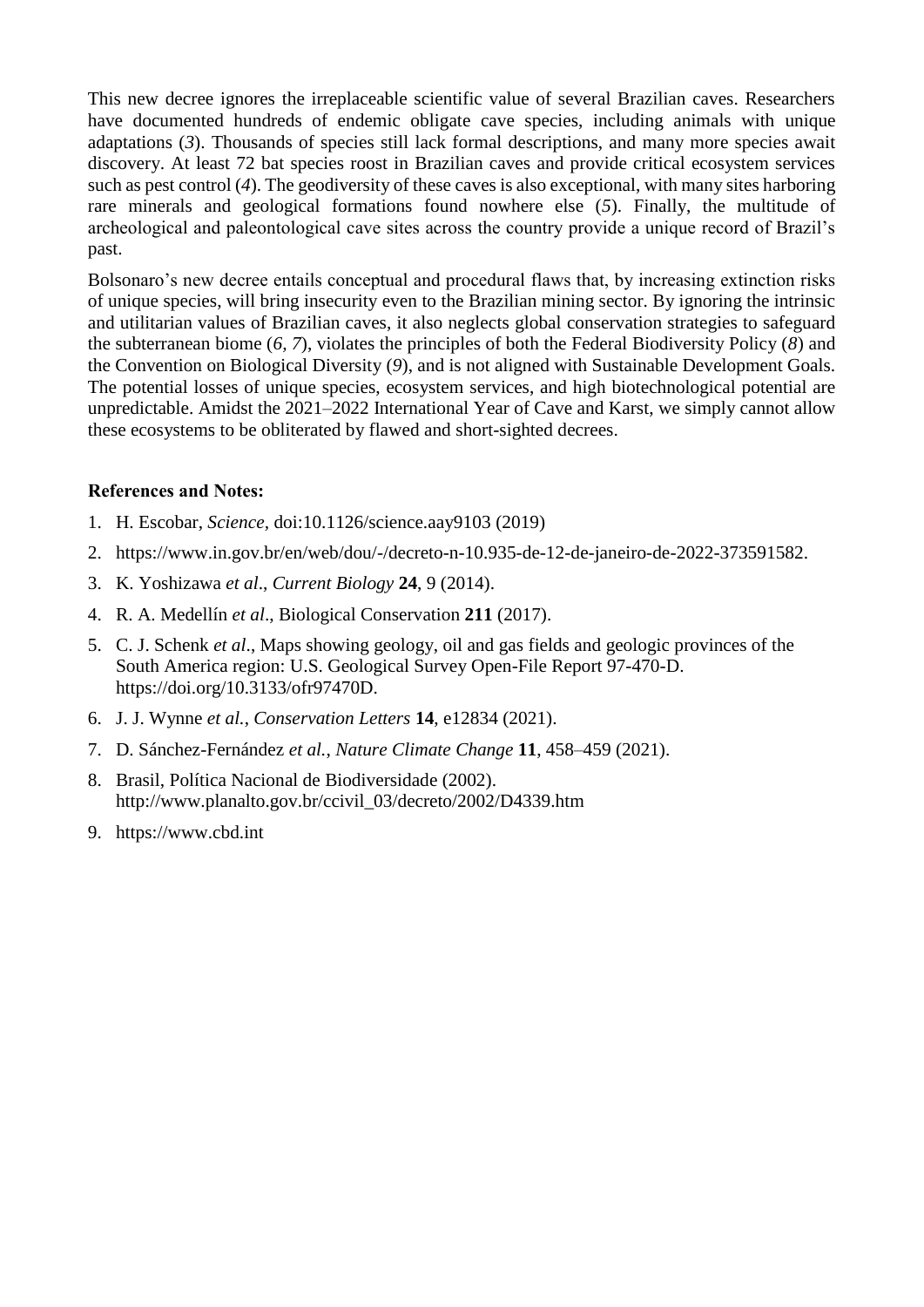This new decree ignores the irreplaceable scientific value of several Brazilian caves. Researchers have documented hundreds of endemic obligate cave species, including animals with unique adaptations (*3*). Thousands of species still lack formal descriptions, and many more species await discovery. At least 72 bat species roost in Brazilian caves and provide critical ecosystem services such as pest control (*4*). The geodiversity of these caves is also exceptional, with many sites harboring rare minerals and geological formations found nowhere else (*5*). Finally, the multitude of archeological and paleontological cave sites across the country provide a unique record of Brazil's past.

Bolsonaro's new decree entails conceptual and procedural flaws that, by increasing extinction risks of unique species, will bring insecurity even to the Brazilian mining sector. By ignoring the intrinsic and utilitarian values of Brazilian caves, it also neglects global conservation strategies to safeguard the subterranean biome (*6, 7*), violates the principles of both the Federal Biodiversity Policy (*8*) and the Convention on Biological Diversity (*9*), and is not aligned with Sustainable Development Goals. The potential losses of unique species, ecosystem services, and high biotechnological potential are unpredictable. Amidst the 2021–2022 International Year of Cave and Karst, we simply cannot allow these ecosystems to be obliterated by flawed and short-sighted decrees.

**References and Notes:**

1. H. Escobar, *Science*, doi:10.1126/science.aay9103 (2019)
2. https://www.in.gov.br/en/web/dou/-/decreto-n-10.935-de-12-de-janeiro-de-2022-373591582.
3. K. Yoshizawa *et al*., *Current Biology* **24**, 9 (2014).
4. R. A. Medellín *et al*., Biological Conservation **211** (2017).
5. C. J. Schenk *et al*., Maps showing geology, oil and gas fields and geologic provinces of the South America region: U.S. Geological Survey Open-File Report 97-470-D. https://doi.org/10.3133/ofr97470D.
6. J. J. Wynne *et al.*, *Conservation Letters* **14**, e12834 (2021).
7. D. Sánchez-Fernández *et al.*, *Nature Climate Change* **11**, 458–459 (2021).
8. Brasil, Política Nacional de Biodiversidade (2002). http://www.planalto.gov.br/ccivil_03/decreto/2002/D4339.htm
9. https://www.cbd.int